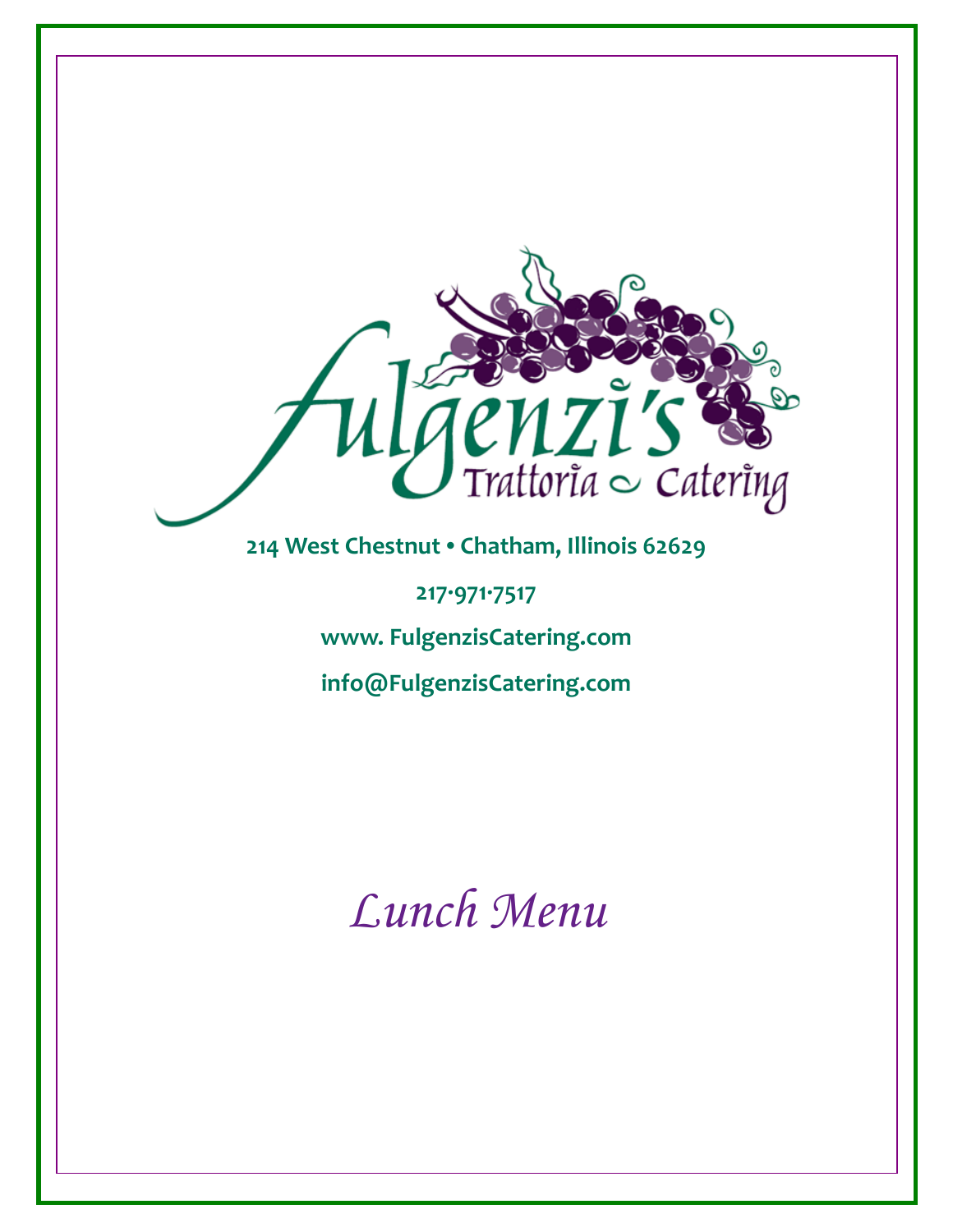# Fulgenzi's

Trattoria ~ Catering

**214 West Chestnut • Chatham, Illinois 62629**

**217·971·7517**

**www. FulgenzisCatering.com**

**info@FulgenzisCatering.com**

*Lunch Menu*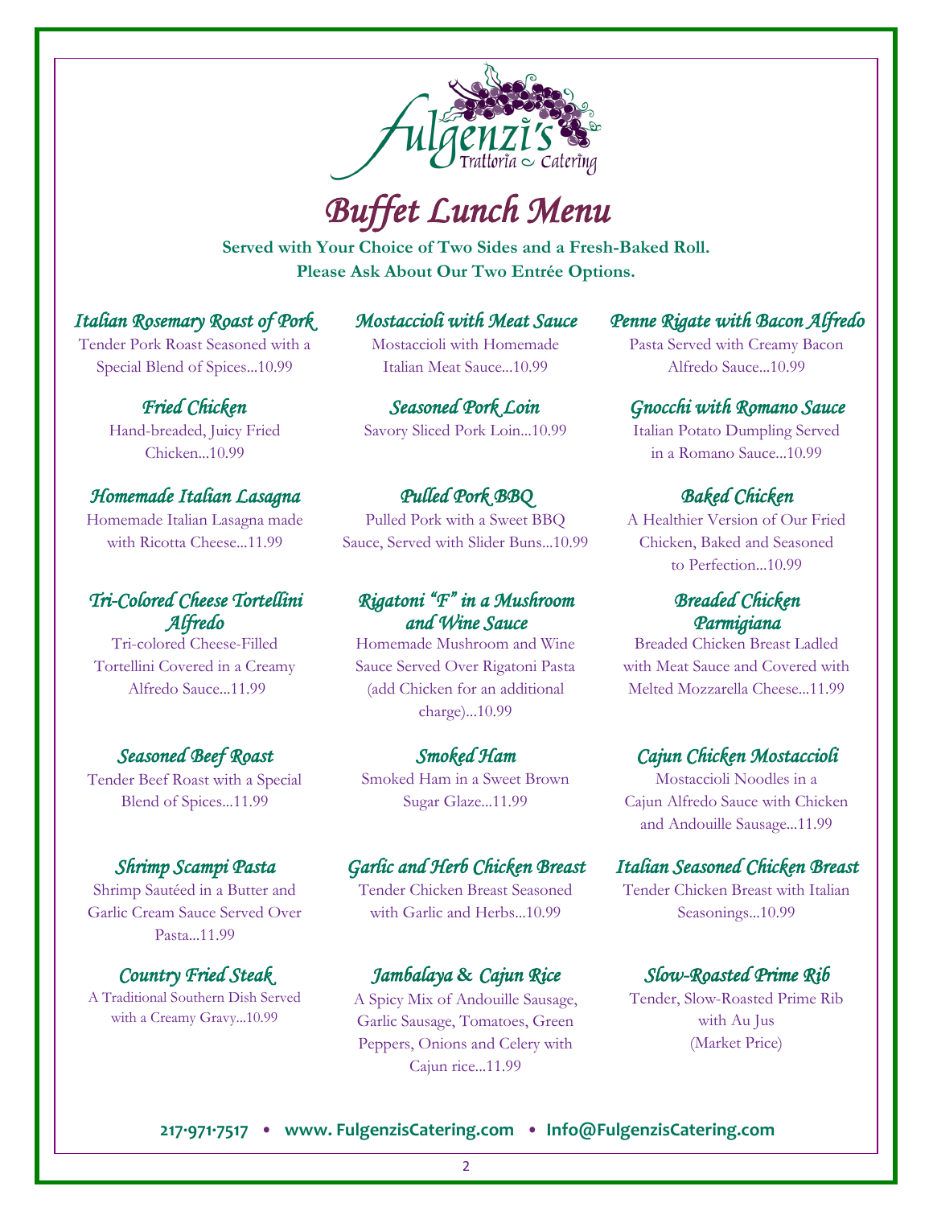Fulgenzi's Trattoria ~ Catering

# Buffet Lunch Menu

**Served with Your Choice of Two Sides and a Fresh-Baked Roll.**
**Please Ask About Our Two Entrée Options.**

### *Italian Rosemary Roast of Pork*
Tender Pork Roast Seasoned with a Special Blend of Spices...10.99

### *Fried Chicken*
Hand-breaded, Juicy Fried Chicken...10.99

### *Homemade Italian Lasagna*
Homemade Italian Lasagna made with Ricotta Cheese...11.99

### *Tri-Colored Cheese Tortellini Alfredo*
Tri-colored Cheese-Filled Tortellini Covered in a Creamy Alfredo Sauce...11.99

### *Seasoned Beef Roast*
Tender Beef Roast with a Special Blend of Spices...11.99

### *Shrimp Scampi Pasta*
Shrimp Sautéed in a Butter and Garlic Cream Sauce Served Over Pasta...11.99

### *Country Fried Steak*
A Traditional Southern Dish Served with a Creamy Gravy...10.99

### *Mostaccioli with Meat Sauce*
Mostaccioli with Homemade Italian Meat Sauce...10.99

### *Seasoned Pork Loin*
Savory Sliced Pork Loin...10.99

### *Pulled Pork BBQ*
Pulled Pork with a Sweet BBQ Sauce, Served with Slider Buns...10.99

### *Rigatoni "F" in a Mushroom and Wine Sauce*
Homemade Mushroom and Wine Sauce Served Over Rigatoni Pasta (add Chicken for an additional charge)...10.99

### *Smoked Ham*
Smoked Ham in a Sweet Brown Sugar Glaze...11.99

### *Garlic and Herb Chicken Breast*
Tender Chicken Breast Seasoned with Garlic and Herbs...10.99

### *Jambalaya & Cajun Rice*
A Spicy Mix of Andouille Sausage, Garlic Sausage, Tomatoes, Green Peppers, Onions and Celery with Cajun rice...11.99

### *Penne Rigate with Bacon Alfredo*
Pasta Served with Creamy Bacon Alfredo Sauce...10.99

### *Gnocchi with Romano Sauce*
Italian Potato Dumpling Served in a Romano Sauce...10.99

### *Baked Chicken*
A Healthier Version of Our Fried Chicken, Baked and Seasoned to Perfection...10.99

### *Breaded Chicken Parmigiana*
Breaded Chicken Breast Ladled with Meat Sauce and Covered with Melted Mozzarella Cheese...11.99

### *Cajun Chicken Mostaccioli*
Mostaccioli Noodles in a Cajun Alfredo Sauce with Chicken and Andouille Sausage...11.99

### *Italian Seasoned Chicken Breast*
Tender Chicken Breast with Italian Seasonings...10.99

### *Slow-Roasted Prime Rib*
Tender, Slow-Roasted Prime Rib with Au Jus
(Market Price)

**217·971·7517 • www. FulgenzisCatering.com • Info@FulgenzisCatering.com**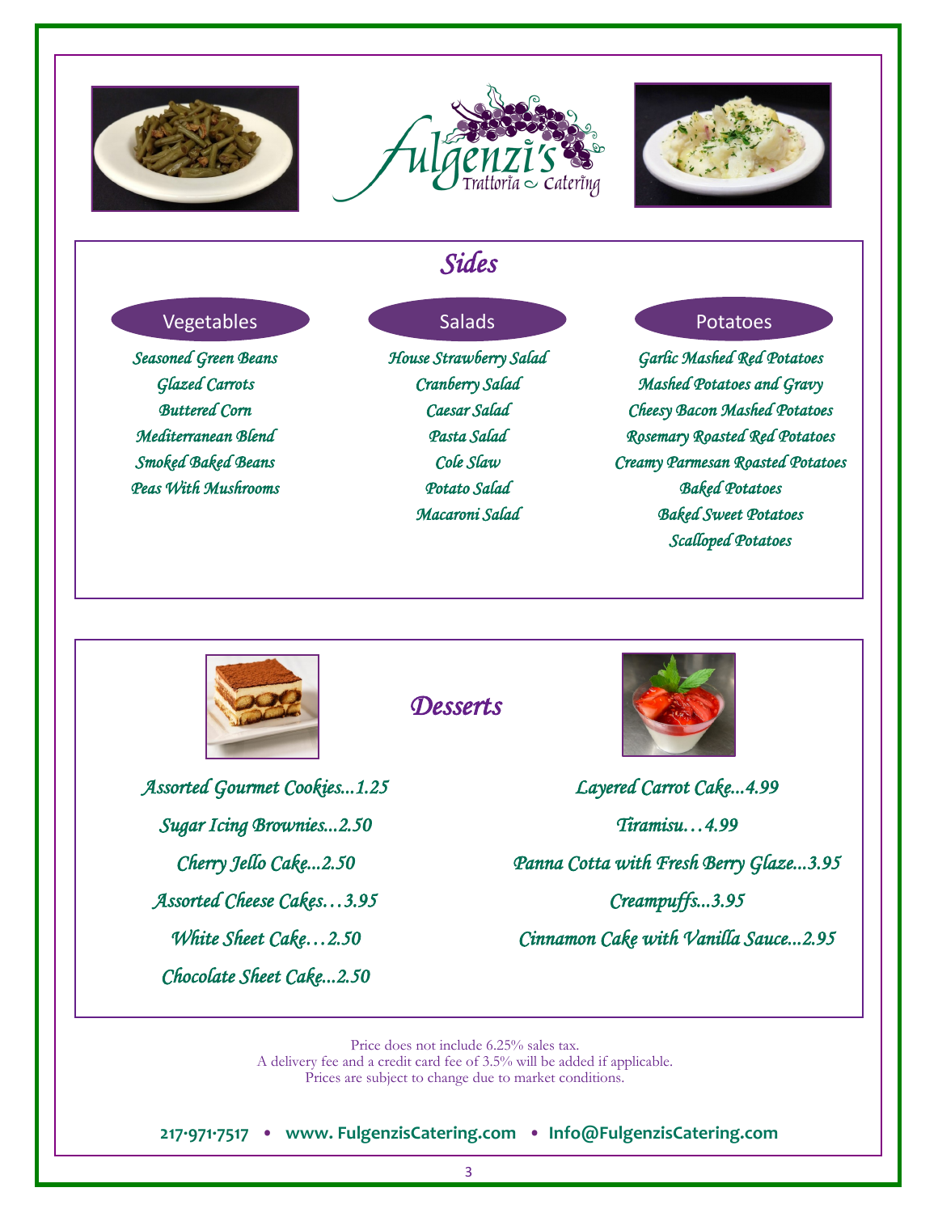# *Sides*

## Vegetables

*Seasoned Green Beans*
*Glazed Carrots*
*Buttered Corn*
*Mediterranean Blend*
*Smoked Baked Beans*
*Peas With Mushrooms*

## Salads

*House Strawberry Salad*
*Cranberry Salad*
*Caesar Salad*
*Pasta Salad*
*Cole Slaw*
*Potato Salad*
*Macaroni Salad*

## Potatoes

*Garlic Mashed Red Potatoes*
*Mashed Potatoes and Gravy*
*Cheesy Bacon Mashed Potatoes*
*Rosemary Roasted Red Potatoes*
*Creamy Parmesan Roasted Potatoes*
*Baked Potatoes*
*Baked Sweet Potatoes*
*Scalloped Potatoes*

# *Desserts*

*Assorted Gourmet Cookies...1.25*

*Sugar Icing Brownies...2.50*

*Cherry Jello Cake...2.50*

*Assorted Cheese Cakes…3.95*

*White Sheet Cake…2.50*

*Chocolate Sheet Cake...2.50*

*Layered Carrot Cake...4.99*

*Tiramisu…4.99*

*Panna Cotta with Fresh Berry Glaze...3.95*

*Creampuffs...3.95*

*Cinnamon Cake with Vanilla Sauce...2.95*

Price does not include 6.25% sales tax.
A delivery fee and a credit card fee of 3.5% will be added if applicable.
Prices are subject to change due to market conditions.

**217·971·7517 • www. FulgenzisCatering.com • Info@FulgenzisCatering.com**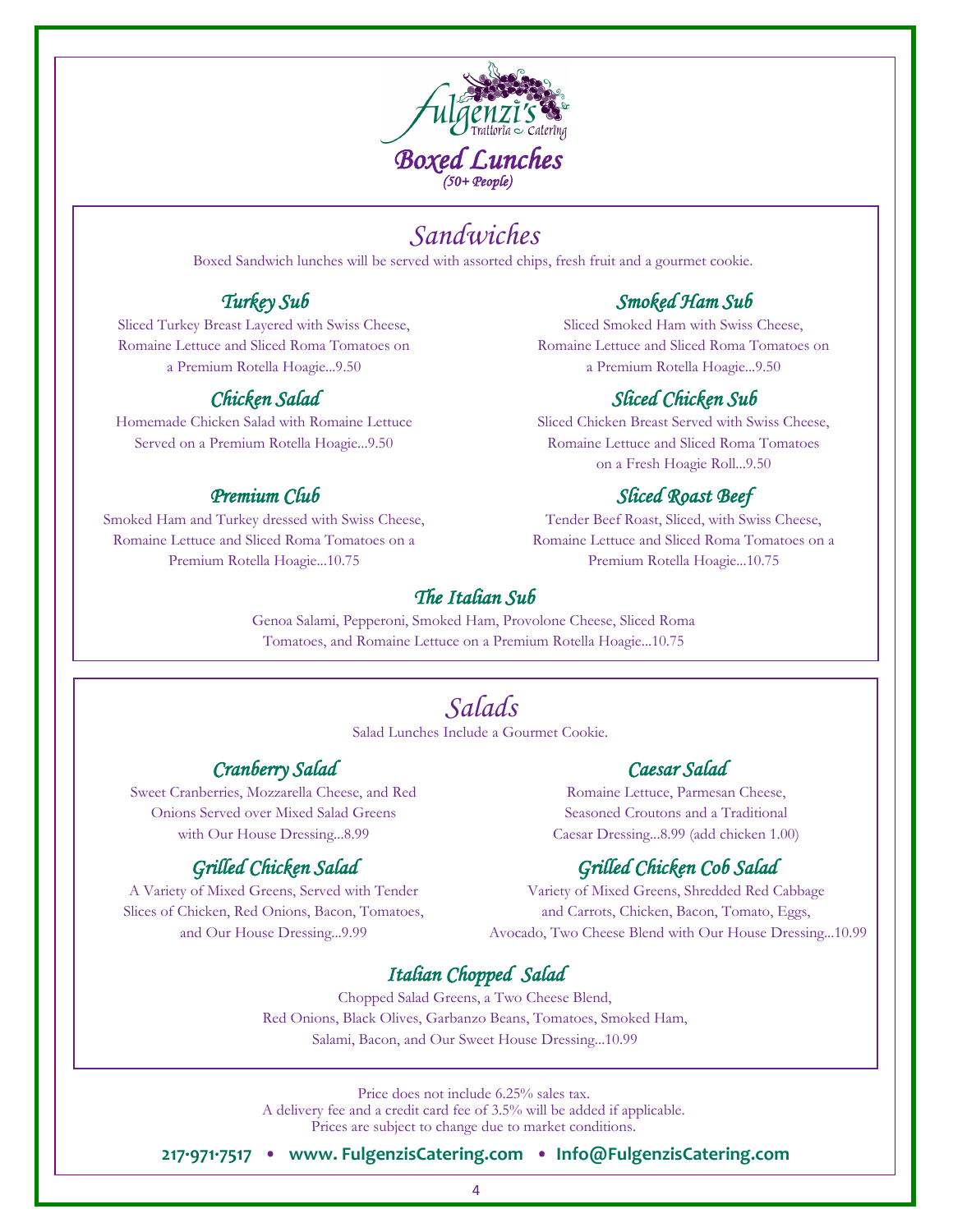Fulgenzi's Trattoria ~ Catering

# Boxed Lunches

*(50+ People)*

## Sandwiches

Boxed Sandwich lunches will be served with assorted chips, fresh fruit and a gourmet cookie.

### Turkey Sub

Sliced Turkey Breast Layered with Swiss Cheese, Romaine Lettuce and Sliced Roma Tomatoes on a Premium Rotella Hoagie...9.50

### Chicken Salad

Homemade Chicken Salad with Romaine Lettuce Served on a Premium Rotella Hoagie...9.50

### Premium Club

Smoked Ham and Turkey dressed with Swiss Cheese, Romaine Lettuce and Sliced Roma Tomatoes on a Premium Rotella Hoagie...10.75

### Smoked Ham Sub

Sliced Smoked Ham with Swiss Cheese, Romaine Lettuce and Sliced Roma Tomatoes on a Premium Rotella Hoagie...9.50

### Sliced Chicken Sub

Sliced Chicken Breast Served with Swiss Cheese, Romaine Lettuce and Sliced Roma Tomatoes on a Fresh Hoagie Roll...9.50

### Sliced Roast Beef

Tender Beef Roast, Sliced, with Swiss Cheese, Romaine Lettuce and Sliced Roma Tomatoes on a Premium Rotella Hoagie...10.75

### The Italian Sub

Genoa Salami, Pepperoni, Smoked Ham, Provolone Cheese, Sliced Roma Tomatoes, and Romaine Lettuce on a Premium Rotella Hoagie...10.75

## Salads

Salad Lunches Include a Gourmet Cookie.

### Cranberry Salad

Sweet Cranberries, Mozzarella Cheese, and Red Onions Served over Mixed Salad Greens with Our House Dressing...8.99

### Grilled Chicken Salad

A Variety of Mixed Greens, Served with Tender Slices of Chicken, Red Onions, Bacon, Tomatoes, and Our House Dressing...9.99

### Caesar Salad

Romaine Lettuce, Parmesan Cheese, Seasoned Croutons and a Traditional Caesar Dressing...8.99 (add chicken 1.00)

### Grilled Chicken Cob Salad

Variety of Mixed Greens, Shredded Red Cabbage and Carrots, Chicken, Bacon, Tomato, Eggs, Avocado, Two Cheese Blend with Our House Dressing...10.99

### Italian Chopped Salad

Chopped Salad Greens, a Two Cheese Blend, Red Onions, Black Olives, Garbanzo Beans, Tomatoes, Smoked Ham, Salami, Bacon, and Our Sweet House Dressing...10.99

Price does not include 6.25% sales tax.
A delivery fee and a credit card fee of 3.5% will be added if applicable.
Prices are subject to change due to market conditions.

**217·971·7517 • www. FulgenzisCatering.com • Info@FulgenzisCatering.com**